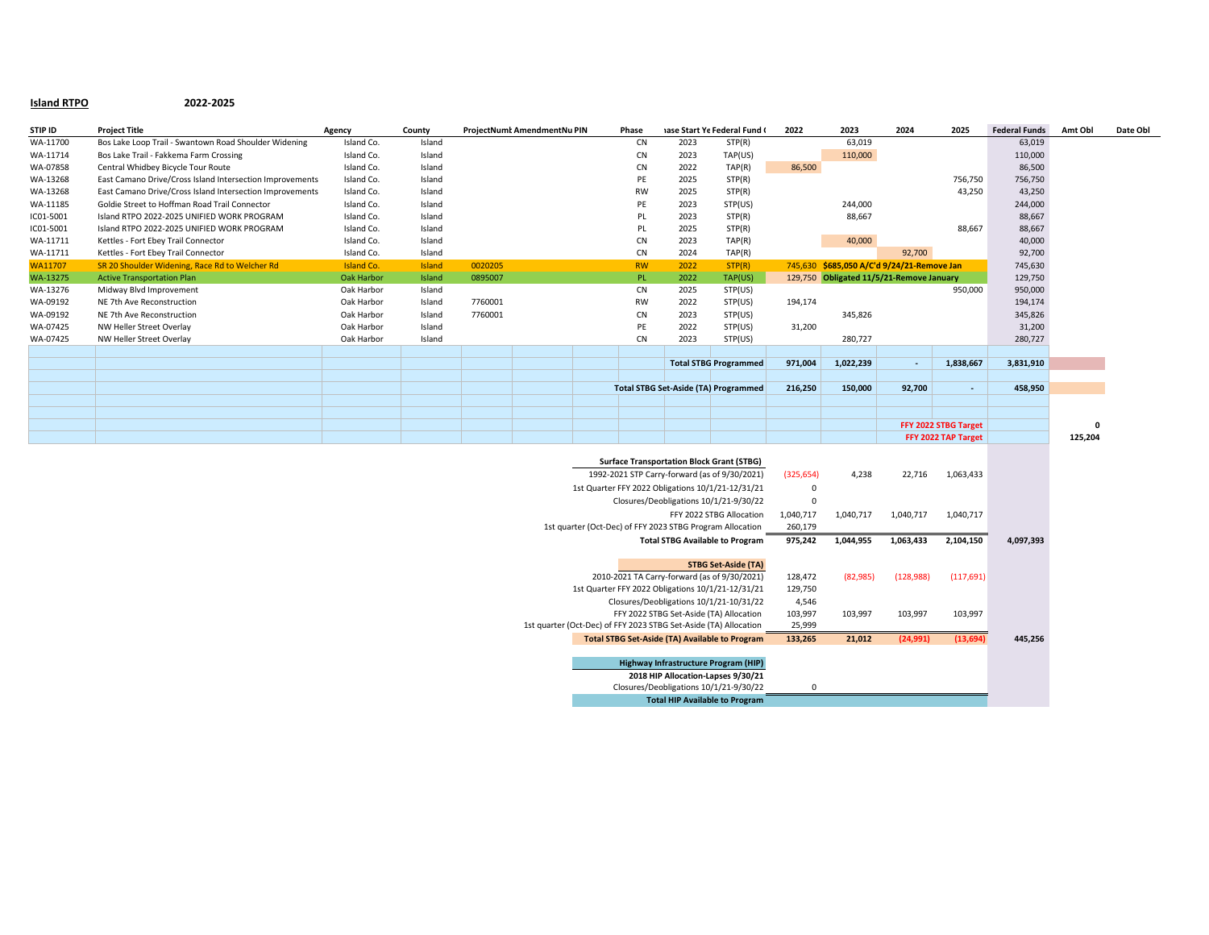**Island RTPO** 2022-2025

| STIP ID | Project Title | Agency | County | ProjectNumb | AmendmentNu | PIN | Phase | Phase Start Ye | Federal Fund C | 2022 | 2023 | 2024 | 2025 | Federal Funds | Amt Obl | Date Obl |
|---|---|---|---|---|---|---|---|---|---|---|---|---|---|---|---|---|
| WA-11700 | Bos Lake Loop Trail - Swantown Road Shoulder Widening | Island Co. | Island | | | | CN | 2023 | STP(R) | | 63,019 | | | 63,019 | | |
| WA-11714 | Bos Lake Trail - Fakkema Farm Crossing | Island Co. | Island | | | | CN | 2023 | TAP(US) | | 110,000 | | | 110,000 | | |
| WA-07858 | Central Whidbey Bicycle Tour Route | Island Co. | Island | | | | CN | 2022 | TAP(R) | 86,500 | | | | 86,500 | | |
| WA-13268 | East Camano Drive/Cross Island Intersection Improvements | Island Co. | Island | | | | PE | 2025 | STP(R) | | | | 756,750 | 756,750 | | |
| WA-13268 | East Camano Drive/Cross Island Intersection Improvements | Island Co. | Island | | | | RW | 2025 | STP(R) | | | | 43,250 | 43,250 | | |
| WA-11185 | Goldie Street to Hoffman Road Trail Connector | Island Co. | Island | | | | PE | 2023 | STP(US) | | 244,000 | | | 244,000 | | |
| IC01-5001 | Island RTPO 2022-2025 UNIFIED WORK PROGRAM | Island Co. | Island | | | | PL | 2023 | STP(R) | | 88,667 | | | 88,667 | | |
| IC01-5001 | Island RTPO 2022-2025 UNIFIED WORK PROGRAM | Island Co. | Island | | | | PL | 2025 | STP(R) | | | | 88,667 | 88,667 | | |
| WA-11711 | Kettles - Fort Ebey Trail Connector | Island Co. | Island | | | | CN | 2023 | TAP(R) | | 40,000 | | | 40,000 | | |
| WA-11711 | Kettles - Fort Ebey Trail Connector | Island Co. | Island | | | | CN | 2024 | TAP(R) | | | 92,700 | | 92,700 | | |
| WA11707 | SR 20 Shoulder Widening, Race Rd to Welcher Rd | Island Co. | Island | 0020205 | | | RW | 2022 | STP(R) | 745,630 | **$685,050 A/C'd 9/24/21-Remove Jan** | | | 745,630 | | |
| WA-13275 | Active Transportation Plan | Oak Harbor | Island | 0895007 | | | PL | 2022 | TAP(US) | 129,750 | **Obligated 11/5/21-Remove January** | | | 129,750 | | |
| WA-13276 | Midway Blvd Improvement | Oak Harbor | Island | | | | CN | 2025 | STP(US) | | | | 950,000 | 950,000 | | |
| WA-09192 | NE 7th Ave Reconstruction | Oak Harbor | Island | 7760001 | | | RW | 2022 | STP(US) | 194,174 | | | | 194,174 | | |
| WA-09192 | NE 7th Ave Reconstruction | Oak Harbor | Island | 7760001 | | | CN | 2023 | STP(US) | | 345,826 | | | 345,826 | | |
| WA-07425 | NW Heller Street Overlay | Oak Harbor | Island | | | | PE | 2022 | STP(US) | 31,200 | | | | 31,200 | | |
| WA-07425 | NW Heller Street Overlay | Oak Harbor | Island | | | | CN | 2023 | STP(US) | | 280,727 | | | 280,727 | | |
| | | | | | | | | | **Total STBG Programmed** | **971,004** | **1,022,239** | **-** | **1,838,667** | **3,831,910** | | |
| | | | | | | | | | **Total STBG Set-Aside (TA) Programmed** | **216,250** | **150,000** | **92,700** | **-** | **458,950** | | |
| | | | | | | | | | | | | | **FFY 2022 STBG Target** | | **0** | |
| | | | | | | | | | | | | | **FFY 2022 TAP Target** | | **125,204** | |

| **Surface Transportation Block Grant (STBG)** | 2022 | 2023 | 2024 | 2025 | Total |
|---|---|---|---|---|---|
| 1992-2021 STP Carry-forward (as of 9/30/2021) | (325,654) | 4,238 | 22,716 | 1,063,433 | |
| 1st Quarter FFY 2022 Obligations 10/1/21-12/31/21 | 0 | | | | |
| Closures/Deobligations 10/1/21-9/30/22 | 0 | | | | |
| FFY 2022 STBG Allocation | 1,040,717 | 1,040,717 | 1,040,717 | 1,040,717 | |
| 1st quarter (Oct-Dec) of FFY 2023 STBG Program Allocation | 260,179 | | | | |
| **Total STBG Available to Program** | **975,242** | **1,044,955** | **1,063,433** | **2,104,150** | **4,097,393** |

| **STBG Set-Aside (TA)** | 2022 | 2023 | 2024 | 2025 | Total |
|---|---|---|---|---|---|
| 2010-2021 TA Carry-forward (as of 9/30/2021) | 128,472 | (82,985) | (128,988) | (117,691) | |
| 1st Quarter FFY 2022 Obligations 10/1/21-12/31/21 | 129,750 | | | | |
| Closures/Deobligations 10/1/21-10/31/22 | 4,546 | | | | |
| FFY 2022 STBG Set-Aside (TA) Allocation | 103,997 | 103,997 | 103,997 | 103,997 | |
| 1st quarter (Oct-Dec) of FFY 2023 STBG Set-Aside (TA) Allocation | 25,999 | | | | |
| **Total STBG Set-Aside (TA) Available to Program** | **133,265** | **21,012** | **(24,991)** | **(13,694)** | **445,256** |

| **Highway Infrastructure Program (HIP)** | 2022 |
|---|---|
| **2018 HIP Allocation-Lapses 9/30/21** | |
| Closures/Deobligations 10/1/21-9/30/22 | 0 |
| **Total HIP Available to Program** | |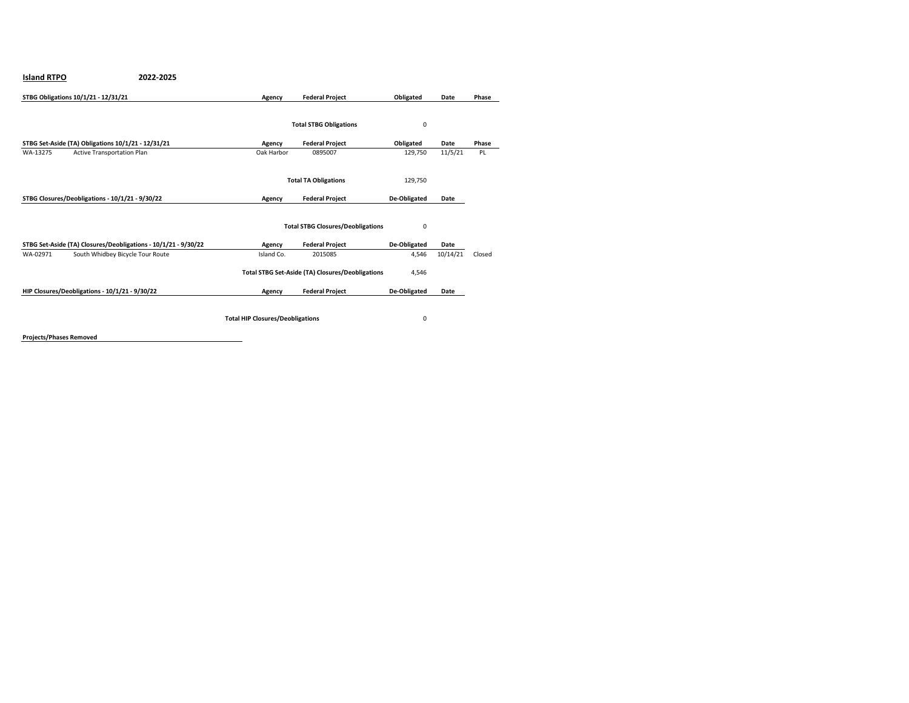**Island RTPO** 2022-2025

| STBG Obligations 10/1/21 - 12/31/21 | | Agency | Federal Project | Obligated | Date | Phase |
|---|---|---|---|---|---|---|
| | | | **Total STBG Obligations** | 0 | | |

| STBG Set-Aside (TA) Obligations 10/1/21 - 12/31/21 | | Agency | Federal Project | Obligated | Date | Phase |
|---|---|---|---|---|---|---|
| WA-13275 | Active Transportation Plan | Oak Harbor | 0895007 | 129,750 | 11/5/21 | PL |
| | | | **Total TA Obligations** | 129,750 | | |

| STBG Closures/Deobligations - 10/1/21 - 9/30/22 | | Agency | Federal Project | De-Obligated | Date |
|---|---|---|---|---|---|
| | | | **Total STBG Closures/Deobligations** | 0 | |

| STBG Set-Aside (TA) Closures/Deobligations - 10/1/21 - 9/30/22 | | Agency | Federal Project | De-Obligated | Date | |
|---|---|---|---|---|---|---|
| WA-02971 | South Whidbey Bicycle Tour Route | Island Co. | 2015085 | 4,546 | 10/14/21 | Closed |
| | | **Total STBG Set-Aside (TA) Closures/Deobligations** | | 4,546 | | |

| HIP Closures/Deobligations - 10/1/21 - 9/30/22 | | Agency | Federal Project | De-Obligated | Date |
|---|---|---|---|---|---|
| | | **Total HIP Closures/Deobligations** | | 0 | |

**Projects/Phases Removed**